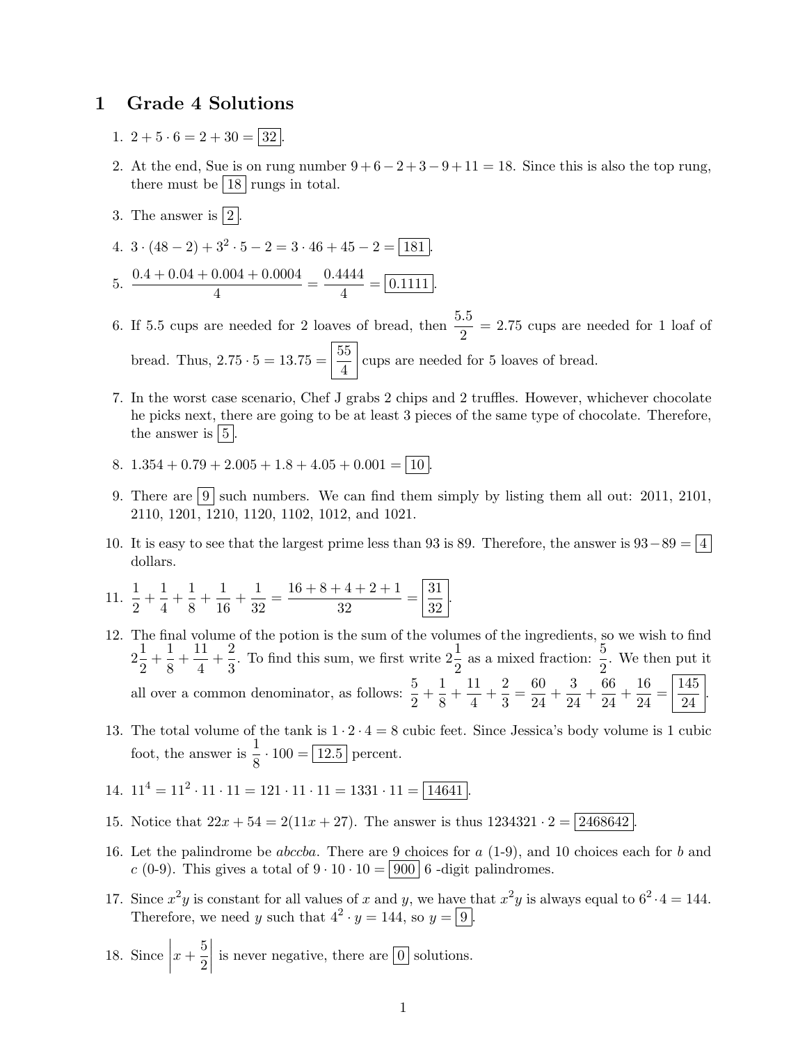# 1 Grade 4 Solutions

1. $2 + 5 \cdot 6 = 2 + 30 = \boxed{32}$.

2. At the end, Sue is on rung number $9 + 6 - 2 + 3 - 9 + 11 = 18$. Since this is also the top rung, there must be $\boxed{18}$ rungs in total.

3. The answer is $\boxed{2}$.

4. $3 \cdot (48 - 2) + 3^2 \cdot 5 - 2 = 3 \cdot 46 + 45 - 2 = \boxed{181}$.

5. $\dfrac{0.4 + 0.04 + 0.004 + 0.0004}{4} = \dfrac{0.4444}{4} = \boxed{0.1111}$.

6. If 5.5 cups are needed for 2 loaves of bread, then $\dfrac{5.5}{2} = 2.75$ cups are needed for 1 loaf of bread. Thus, $2.75 \cdot 5 = 13.75 = \boxed{\dfrac{55}{4}}$ cups are needed for 5 loaves of bread.

7. In the worst case scenario, Chef J grabs 2 chips and 2 truffles. However, whichever chocolate he picks next, there are going to be at least 3 pieces of the same type of chocolate. Therefore, the answer is $\boxed{5}$.

8. $1.354 + 0.79 + 2.005 + 1.8 + 4.05 + 0.001 = \boxed{10}$.

9. There are $\boxed{9}$ such numbers. We can find them simply by listing them all out: 2011, 2101, 2110, 1201, 1210, 1120, 1102, 1012, and 1021.

10. It is easy to see that the largest prime less than 93 is 89. Therefore, the answer is $93 - 89 = \boxed{4}$ dollars.

11. $\dfrac{1}{2} + \dfrac{1}{4} + \dfrac{1}{8} + \dfrac{1}{16} + \dfrac{1}{32} = \dfrac{16 + 8 + 4 + 2 + 1}{32} = \boxed{\dfrac{31}{32}}$.

12. The final volume of the potion is the sum of the volumes of the ingredients, so we wish to find $2\dfrac{1}{2} + \dfrac{1}{8} + \dfrac{11}{4} + \dfrac{2}{3}$. To find this sum, we first write $2\dfrac{1}{2}$ as a mixed fraction: $\dfrac{5}{2}$. We then put it all over a common denominator, as follows: $\dfrac{5}{2} + \dfrac{1}{8} + \dfrac{11}{4} + \dfrac{2}{3} = \dfrac{60}{24} + \dfrac{3}{24} + \dfrac{66}{24} + \dfrac{16}{24} = \boxed{\dfrac{145}{24}}$.

13. The total volume of the tank is $1 \cdot 2 \cdot 4 = 8$ cubic feet. Since Jessica's body volume is 1 cubic foot, the answer is $\dfrac{1}{8} \cdot 100 = \boxed{12.5}$ percent.

14. $11^4 = 11^2 \cdot 11 \cdot 11 = 121 \cdot 11 \cdot 11 = 1331 \cdot 11 = \boxed{14641}$.

15. Notice that $22x + 54 = 2(11x + 27)$. The answer is thus $1234321 \cdot 2 = \boxed{2468642}$.

16. Let the palindrome be $abccba$. There are 9 choices for $a$ (1-9), and 10 choices each for $b$ and $c$ (0-9). This gives a total of $9 \cdot 10 \cdot 10 = \boxed{900}$ 6 -digit palindromes.

17. Since $x^2y$ is constant for all values of $x$ and $y$, we have that $x^2y$ is always equal to $6^2 \cdot 4 = 144$. Therefore, we need $y$ such that $4^2 \cdot y = 144$, so $y = \boxed{9}$.

18. Since $\left| x + \dfrac{5}{2} \right|$ is never negative, there are $\boxed{0}$ solutions.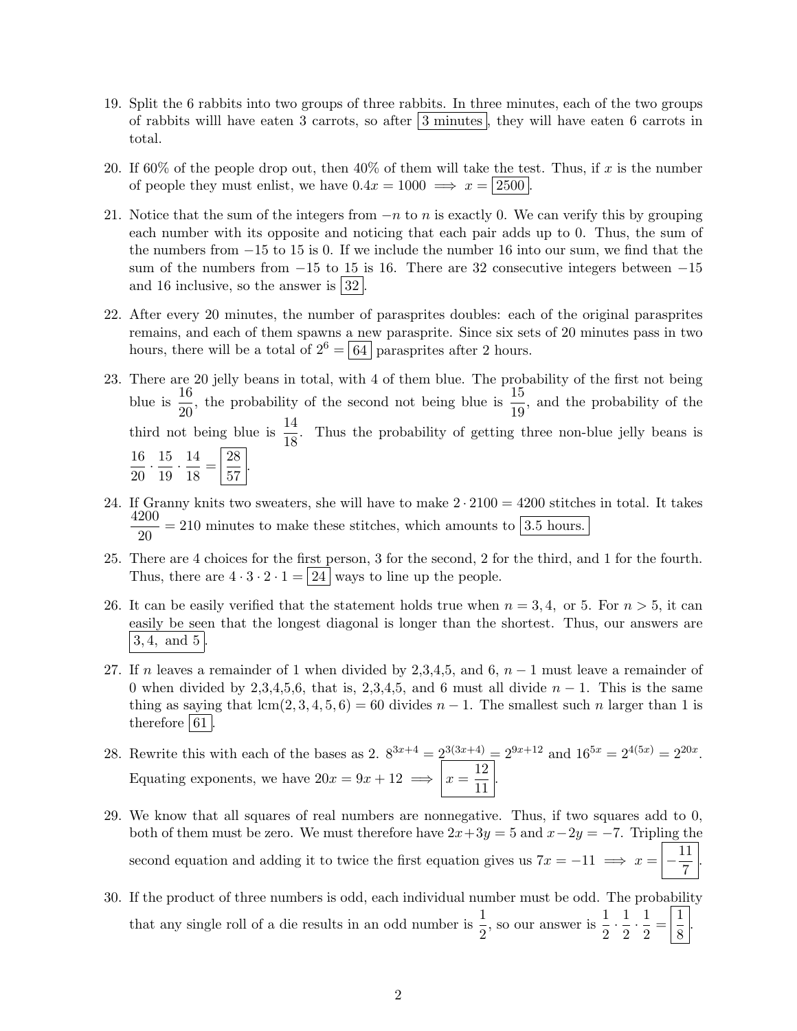19. Split the 6 rabbits into two groups of three rabbits. In three minutes, each of the two groups of rabbits willl have eaten 3 carrots, so after $\boxed{\text{3 minutes}}$, they will have eaten 6 carrots in total.

20. If 60% of the people drop out, then 40% of them will take the test. Thus, if $x$ is the number of people they must enlist, we have $0.4x = 1000 \implies x = \boxed{2500}$.

21. Notice that the sum of the integers from $-n$ to $n$ is exactly 0. We can verify this by grouping each number with its opposite and noticing that each pair adds up to 0. Thus, the sum of the numbers from $-15$ to 15 is 0. If we include the number 16 into our sum, we find that the sum of the numbers from $-15$ to 15 is 16. There are 32 consecutive integers between $-15$ and 16 inclusive, so the answer is $\boxed{32}$.

22. After every 20 minutes, the number of parasprites doubles: each of the original parasprites remains, and each of them spawns a new parasprite. Since six sets of 20 minutes pass in two hours, there will be a total of $2^6 = \boxed{64}$ parasprites after 2 hours.

23. There are 20 jelly beans in total, with 4 of them blue. The probability of the first not being blue is $\frac{16}{20}$, the probability of the second not being blue is $\frac{15}{19}$, and the probability of the third not being blue is $\frac{14}{18}$. Thus the probability of getting three non-blue jelly beans is $\frac{16}{20} \cdot \frac{15}{19} \cdot \frac{14}{18} = \boxed{\frac{28}{57}}$.

24. If Granny knits two sweaters, she will have to make $2 \cdot 2100 = 4200$ stitches in total. It takes $\frac{4200}{20} = 210$ minutes to make these stitches, which amounts to $\boxed{\text{3.5 hours.}}$

25. There are 4 choices for the first person, 3 for the second, 2 for the third, and 1 for the fourth. Thus, there are $4 \cdot 3 \cdot 2 \cdot 1 = \boxed{24}$ ways to line up the people.

26. It can be easily verified that the statement holds true when $n = 3, 4,$ or 5. For $n > 5$, it can easily be seen that the longest diagonal is longer than the shortest. Thus, our answers are $\boxed{3, 4, \text{ and } 5}$.

27. If $n$ leaves a remainder of 1 when divided by 2,3,4,5, and 6, $n - 1$ must leave a remainder of 0 when divided by 2,3,4,5,6, that is, 2,3,4,5, and 6 must all divide $n - 1$. This is the same thing as saying that $\text{lcm}(2, 3, 4, 5, 6) = 60$ divides $n - 1$. The smallest such $n$ larger than 1 is therefore $\boxed{61}$.

28. Rewrite this with each of the bases as 2. $8^{3x+4} = 2^{3(3x+4)} = 2^{9x+12}$ and $16^{5x} = 2^{4(5x)} = 2^{20x}$. Equating exponents, we have $20x = 9x + 12 \implies \boxed{x = \frac{12}{11}}$.

29. We know that all squares of real numbers are nonnegative. Thus, if two squares add to 0, both of them must be zero. We must therefore have $2x+3y = 5$ and $x-2y = -7$. Tripling the second equation and adding it to twice the first equation gives us $7x = -11 \implies x = \boxed{-\frac{11}{7}}$.

30. If the product of three numbers is odd, each individual number must be odd. The probability that any single roll of a die results in an odd number is $\frac{1}{2}$, so our answer is $\frac{1}{2} \cdot \frac{1}{2} \cdot \frac{1}{2} = \boxed{\frac{1}{8}}$.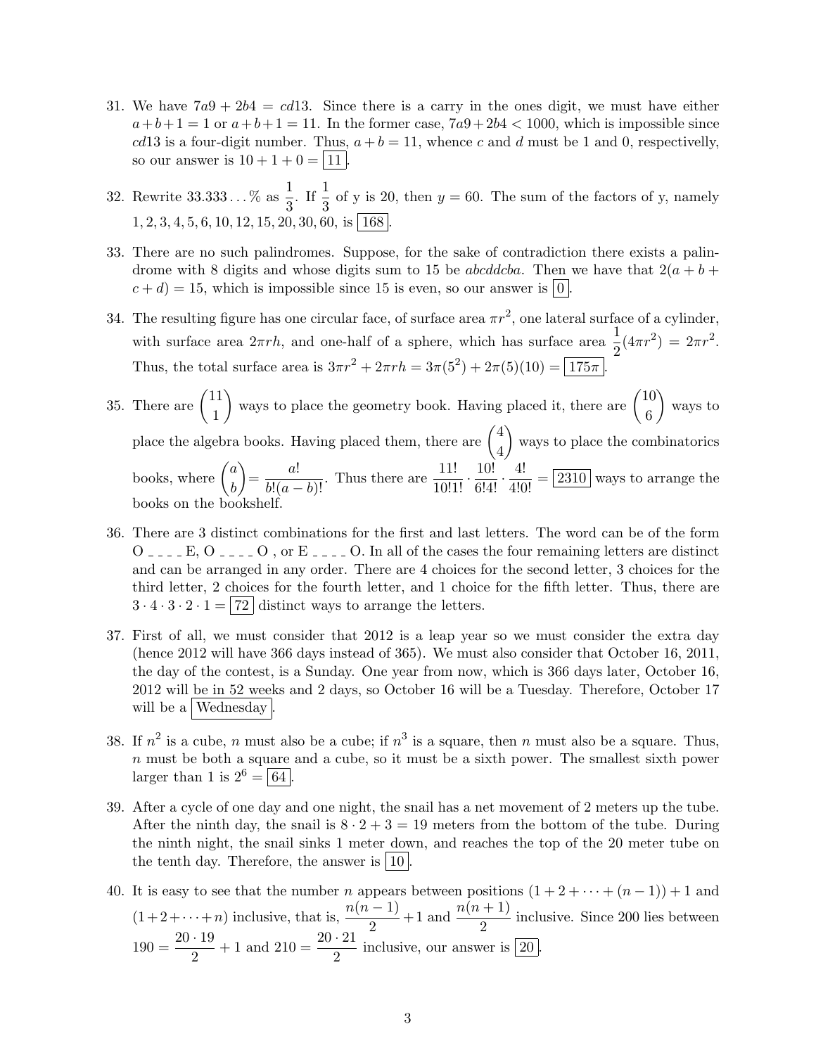31. We have $7a9 + 2b4 = cd13$. Since there is a carry in the ones digit, we must have either $a+b+1 = 1$ or $a+b+1 = 11$. In the former case, $7a9+2b4 < 1000$, which is impossible since $cd13$ is a four-digit number. Thus, $a+b = 11$, whence $c$ and $d$ must be 1 and 0, respectivelly, so our answer is $10 + 1 + 0 = \boxed{11}$.

32. Rewrite $33.333\ldots\%$ as $\frac{1}{3}$. If $\frac{1}{3}$ of y is 20, then $y = 60$. The sum of the factors of y, namely $1, 2, 3, 4, 5, 6, 10, 12, 15, 20, 30, 60$, is $\boxed{168}$.

33. There are no such palindromes. Suppose, for the sake of contradiction there exists a palindrome with 8 digits and whose digits sum to 15 be $abcddcba$. Then we have that $2(a + b + c + d) = 15$, which is impossible since 15 is even, so our answer is $\boxed{0}$.

34. The resulting figure has one circular face, of surface area $\pi r^2$, one lateral surface of a cylinder, with surface area $2\pi rh$, and one-half of a sphere, which has surface area $\frac{1}{2}(4\pi r^2) = 2\pi r^2$. Thus, the total surface area is $3\pi r^2 + 2\pi rh = 3\pi(5^2) + 2\pi(5)(10) = \boxed{175\pi}$.

35. There are $\binom{11}{1}$ ways to place the geometry book. Having placed it, there are $\binom{10}{6}$ ways to place the algebra books. Having placed them, there are $\binom{4}{4}$ ways to place the combinatorics books, where $\binom{a}{b} = \frac{a!}{b!(a-b)!}$. Thus there are $\frac{11!}{10!1!} \cdot \frac{10!}{6!4!} \cdot \frac{4!}{4!0!} = \boxed{2310}$ ways to arrange the books on the bookshelf.

36. There are 3 distinct combinations for the first and last letters. The word can be of the form O \_ \_ \_ \_ E, O \_ \_ \_ \_ O , or E \_ \_ \_ \_ O. In all of the cases the four remaining letters are distinct and can be arranged in any order. There are 4 choices for the second letter, 3 choices for the third letter, 2 choices for the fourth letter, and 1 choice for the fifth letter. Thus, there are $3 \cdot 4 \cdot 3 \cdot 2 \cdot 1 = \boxed{72}$ distinct ways to arrange the letters.

37. First of all, we must consider that 2012 is a leap year so we must consider the extra day (hence 2012 will have 366 days instead of 365). We must also consider that October 16, 2011, the day of the contest, is a Sunday. One year from now, which is 366 days later, October 16, 2012 will be in 52 weeks and 2 days, so October 16 will be a Tuesday. Therefore, October 17 will be a $\boxed{\text{Wednesday}}$.

38. If $n^2$ is a cube, $n$ must also be a cube; if $n^3$ is a square, then $n$ must also be a square. Thus, $n$ must be both a square and a cube, so it must be a sixth power. The smallest sixth power larger than 1 is $2^6 = \boxed{64}$.

39. After a cycle of one day and one night, the snail has a net movement of 2 meters up the tube. After the ninth day, the snail is $8 \cdot 2 + 3 = 19$ meters from the bottom of the tube. During the ninth night, the snail sinks 1 meter down, and reaches the top of the 20 meter tube on the tenth day. Therefore, the answer is $\boxed{10}$.

40. It is easy to see that the number $n$ appears between positions $(1 + 2 + \cdots + (n-1)) + 1$ and $(1+2+\cdots+n)$ inclusive, that is, $\frac{n(n-1)}{2} + 1$ and $\frac{n(n+1)}{2}$ inclusive. Since 200 lies between $190 = \frac{20 \cdot 19}{2} + 1$ and $210 = \frac{20 \cdot 21}{2}$ inclusive, our answer is $\boxed{20}$.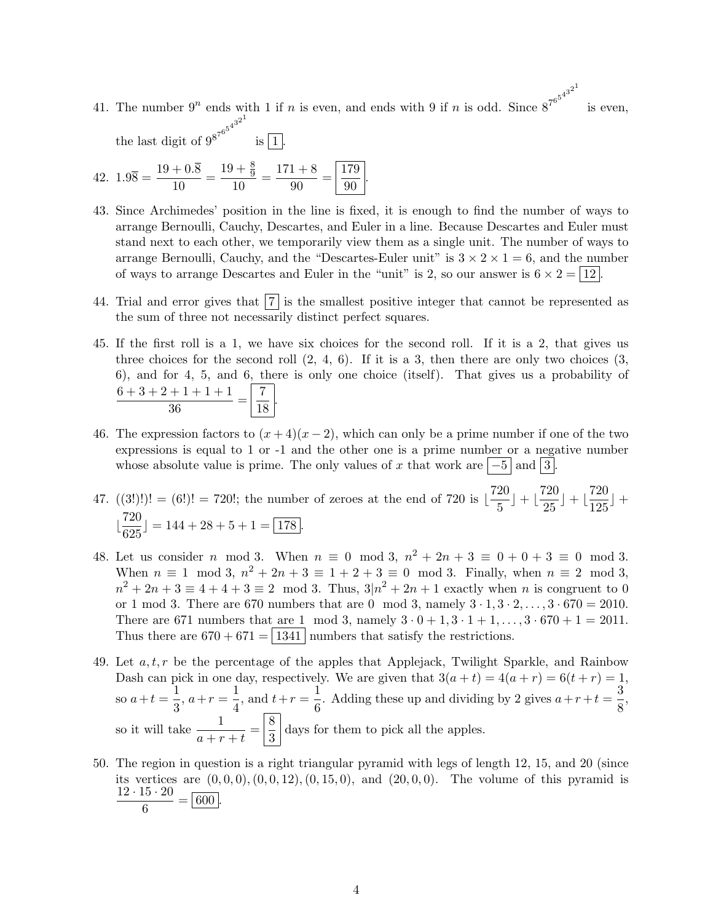41. The number $9^n$ ends with 1 if $n$ is even, and ends with 9 if $n$ is odd. Since $8^{7^{6^{5^{4^{3^{2^1}}}}}}$ is even, the last digit of $9^{8^{7^{6^{5^{4^{3^{2^1}}}}}}}$ is $\boxed{1}$.

42. $1.9\overline{8} = \dfrac{19 + 0.\overline{8}}{10} = \dfrac{19 + \frac{8}{9}}{10} = \dfrac{171 + 8}{90} = \boxed{\dfrac{179}{90}}$.

43. Since Archimedes' position in the line is fixed, it is enough to find the number of ways to arrange Bernoulli, Cauchy, Descartes, and Euler in a line. Because Descartes and Euler must stand next to each other, we temporarily view them as a single unit. The number of ways to arrange Bernoulli, Cauchy, and the "Descartes-Euler unit" is $3 \times 2 \times 1 = 6$, and the number of ways to arrange Descartes and Euler in the "unit" is 2, so our answer is $6 \times 2 = \boxed{12}$.

44. Trial and error gives that $\boxed{7}$ is the smallest positive integer that cannot be represented as the sum of three not necessarily distinct perfect squares.

45. If the first roll is a 1, we have six choices for the second roll. If it is a 2, that gives us three choices for the second roll (2, 4, 6). If it is a 3, then there are only two choices (3, 6), and for 4, 5, and 6, there is only one choice (itself). That gives us a probability of $\dfrac{6+3+2+1+1+1}{36} = \boxed{\dfrac{7}{18}}$.

46. The expression factors to $(x+4)(x-2)$, which can only be a prime number if one of the two expressions is equal to 1 or -1 and the other one is a prime number or a negative number whose absolute value is prime. The only values of $x$ that work are $\boxed{-5}$ and $\boxed{3}$.

47. $((3!)!)! = (6!)! = 720!$; the number of zeroes at the end of 720 is $\lfloor \dfrac{720}{5} \rfloor + \lfloor \dfrac{720}{25} \rfloor + \lfloor \dfrac{720}{125} \rfloor + \lfloor \dfrac{720}{625} \rfloor = 144 + 28 + 5 + 1 = \boxed{178}$.

48. Let us consider $n \mod 3$. When $n \equiv 0 \mod 3$, $n^2 + 2n + 3 \equiv 0 + 0 + 3 \equiv 0 \mod 3$. When $n \equiv 1 \mod 3$, $n^2 + 2n + 3 \equiv 1 + 2 + 3 \equiv 0 \mod 3$. Finally, when $n \equiv 2 \mod 3$, $n^2 + 2n + 3 \equiv 4 + 4 + 3 \equiv 2 \mod 3$. Thus, $3 | n^2 + 2n + 1$ exactly when $n$ is congruent to 0 or 1 mod 3. There are 670 numbers that are $0 \mod 3$, namely $3 \cdot 1, 3 \cdot 2, \ldots, 3 \cdot 670 = 2010$. There are 671 numbers that are $1 \mod 3$, namely $3 \cdot 0 + 1, 3 \cdot 1 + 1, \ldots, 3 \cdot 670 + 1 = 2011$. Thus there are $670 + 671 = \boxed{1341}$ numbers that satisfy the restrictions.

49. Let $a, t, r$ be the percentage of the apples that Applejack, Twilight Sparkle, and Rainbow Dash can pick in one day, respectively. We are given that $3(a+t) = 4(a+r) = 6(t+r) = 1$, so $a + t = \dfrac{1}{3}$, $a + r = \dfrac{1}{4}$, and $t + r = \dfrac{1}{6}$. Adding these up and dividing by 2 gives $a + r + t = \dfrac{3}{8}$, so it will take $\dfrac{1}{a+r+t} = \boxed{\dfrac{8}{3}}$ days for them to pick all the apples.

50. The region in question is a right triangular pyramid with legs of length 12, 15, and 20 (since its vertices are $(0,0,0), (0,0,12), (0,15,0)$, and $(20,0,0)$. The volume of this pyramid is $\dfrac{12 \cdot 15 \cdot 20}{6} = \boxed{600}$.